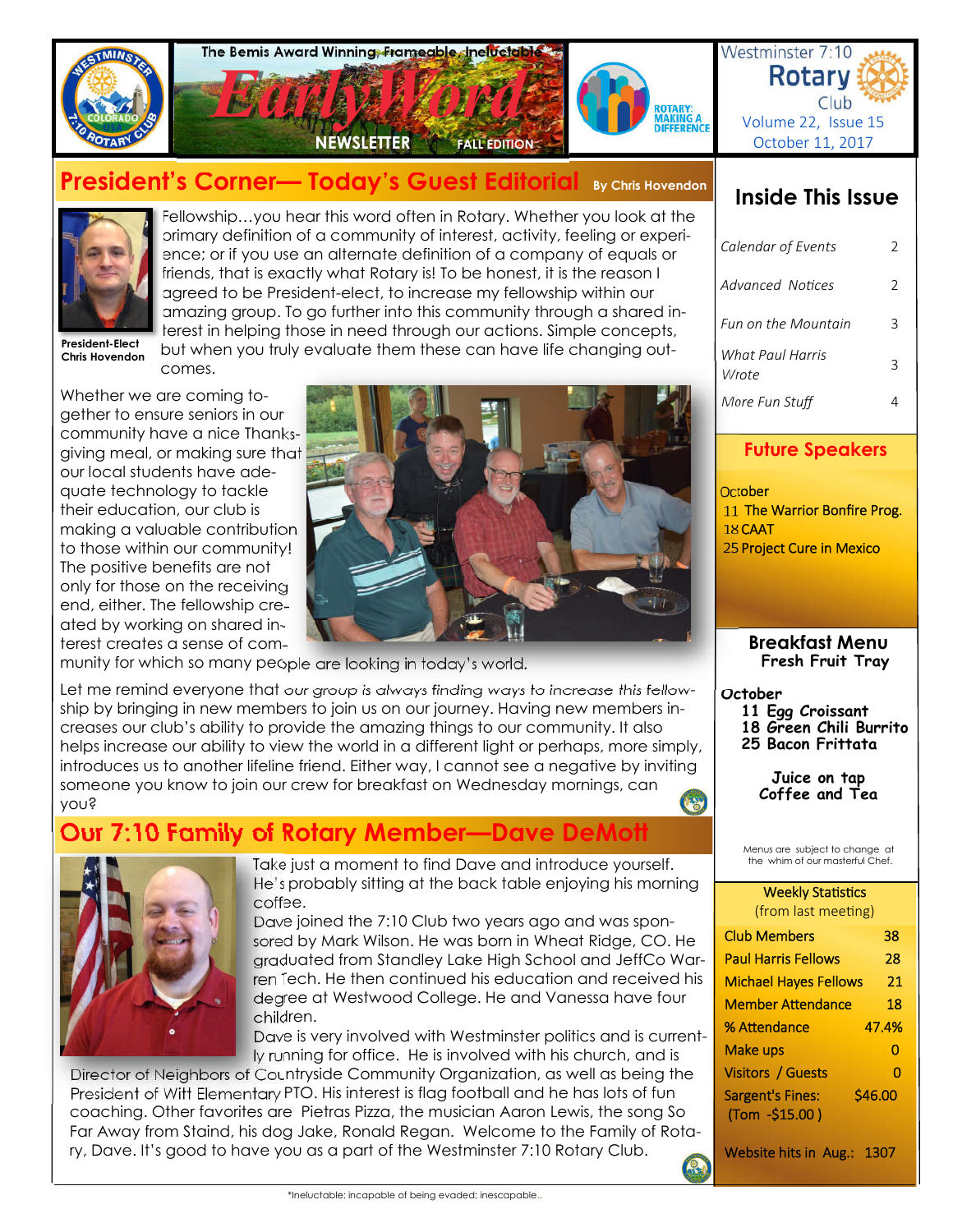The Bemis Award Winning, Frameable, Ineluctable*

# Early Word

NEWSLETTER — FALL EDITION

ROTARY: MAKING A DIFFERENCE

Westminster 7:10 Rotary Club
Volume 22, Issue 15
October 11, 2017

## President's Corner— Today's Guest Editorial

By Chris Hovendon

President-Elect Chris Hovendon

Fellowship…you hear this word often in Rotary. Whether you look at the primary definition of a community of interest, activity, feeling or experience; or if you use an alternate definition of a company of equals or friends, that is exactly what Rotary is! To be honest, it is the reason I agreed to be President-elect, to increase my fellowship within our amazing group. To go further into this community through a shared interest in helping those in need through our actions. Simple concepts, but when you truly evaluate them these can have life changing outcomes.

Whether we are coming together to ensure seniors in our community have a nice Thanksgiving meal, or making sure that our local students have adequate technology to tackle their education, our club is making a valuable contribution to those within our community! The positive benefits are not only for those on the receiving end, either. The fellowship created by working on shared interest creates a sense of community for which so many people are looking in today's world.

Let me remind everyone that our group is always finding ways to increase this fellowship by bringing in new members to join us on our journey. Having new members increases our club's ability to provide the amazing things to our community. It also helps increase our ability to view the world in a different light or perhaps, more simply, introduces us to another lifeline friend. Either way, I cannot see a negative by inviting someone you know to join our crew for breakfast on Wednesday mornings, can you?

## Our 7:10 Family of Rotary Member—Dave DeMott

Take just a moment to find Dave and introduce yourself. He's probably sitting at the back table enjoying his morning coffee.

Dave joined the 7:10 Club two years ago and was sponsored by Mark Wilson. He was born in Wheat Ridge, CO. He graduated from Standley Lake High School and JeffCo Warren Tech. He then continued his education and received his degree at Westwood College. He and Vanessa have four children.

Dave is very involved with Westminster politics and is currently running for office. He is involved with his church, and is Director of Neighbors of Countryside Community Organization, as well as being the President of Witt Elementary PTO. His interest is flag football and he has lots of fun coaching. Other favorites are Pietras Pizza, the musician Aaron Lewis, the song So Far Away from Staind, his dog Jake, Ronald Regan. Welcome to the Family of Rotary, Dave. It's good to have you as a part of the Westminster 7:10 Rotary Club.

*Ineluctable: incapable of being evaded; inescapable..

## Inside This Issue

| | |
|---|---|
| *Calendar of Events* | 2 |
| *Advanced Notices* | 2 |
| *Fun on the Mountain* | 3 |
| *What Paul Harris Wrote* | 3 |
| *More Fun Stuff* | 4 |

## Future Speakers

October
- 11 The Warrior Bonfire Prog.
- 18 CAAT
- 25 Project Cure in Mexico

## Breakfast Menu

**Fresh Fruit Tray**

**October**
- **11 Egg Croissant**
- **18 Green Chili Burrito**
- **25 Bacon Frittata**

**Juice on tap**
**Coffee and Tea**

Menus are subject to change at the whim of our masterful Chef.

## Weekly Statistics
(from last meeting)

| | |
|---|---|
| Club Members | 38 |
| Paul Harris Fellows | 28 |
| Michael Hayes Fellows | 21 |
| Member Attendance | 18 |
| % Attendance | 47.4% |
| Make ups | 0 |
| Visitors / Guests | 0 |
| Sargent's Fines: (Tom -$15.00 ) | $46.00 |
| Website hits in Aug.: | 1307 |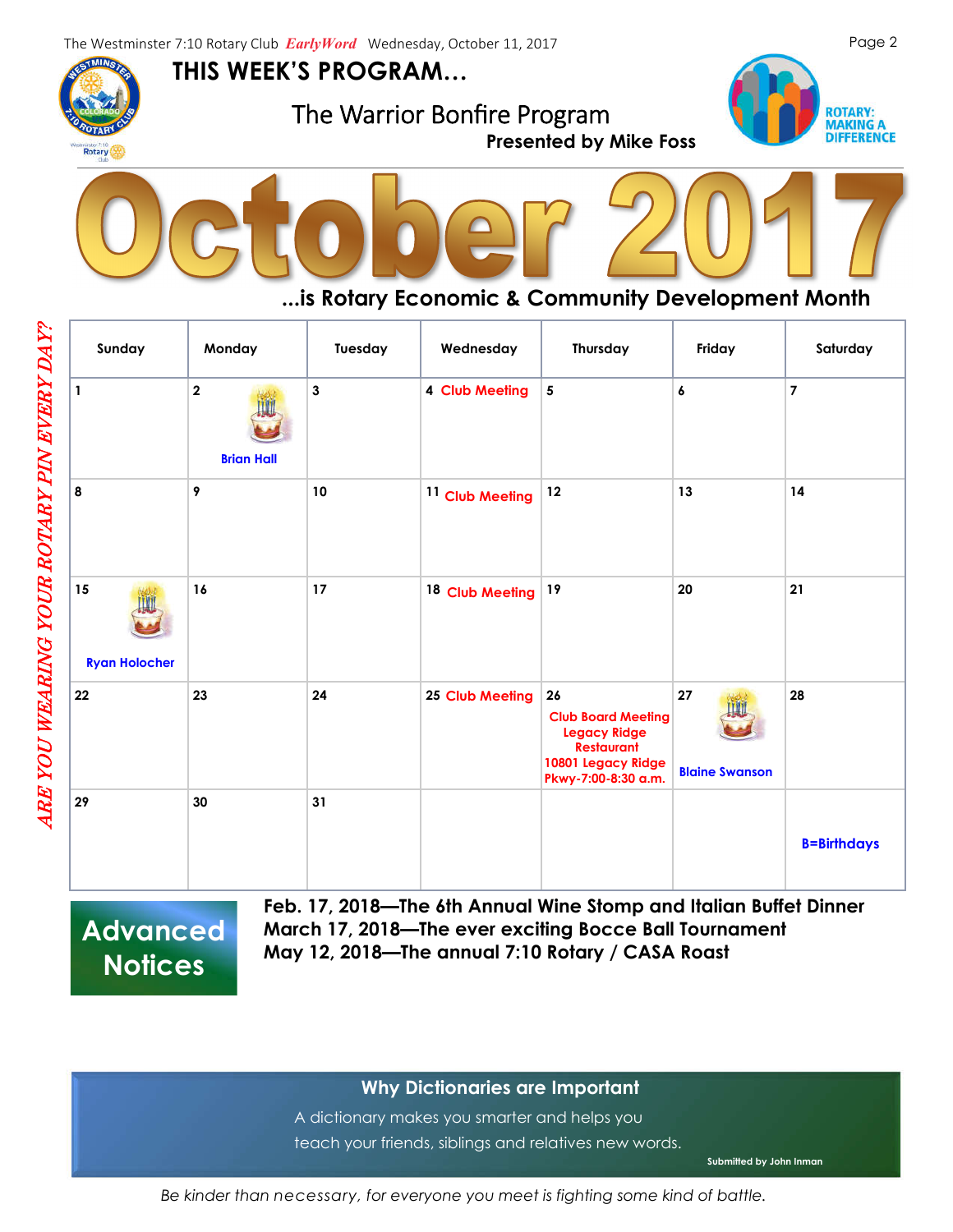## THIS WEEK'S PROGRAM…

### The Warrior Bonfire Program

**Presented by Mike Foss**

ROTARY: MAKING A DIFFERENCE

# October 2017

**…is Rotary Economic & Community Development Month**

*ARE YOU WEARING YOUR ROTARY PIN EVERY DAY?*

| Sunday | Monday | Tuesday | Wednesday | Thursday | Friday | Saturday |
|---|---|---|---|---|---|---|
| 1 | 2 Brian Hall | 3 | 4 Club Meeting | 5 | 6 | 7 |
| 8 | 9 | 10 | 11 Club Meeting | 12 | 13 | 14 |
| 15 Ryan Holocher | 16 | 17 | 18 Club Meeting | 19 | 20 | 21 |
| 22 | 23 | 24 | 25 Club Meeting | 26 Club Board Meeting Legacy Ridge Restaurant 10801 Legacy Ridge Pkwy-7:00-8:30 a.m. | 27 Blaine Swanson | 28 |
| 29 | 30 | 31 | | | | B=Birthdays |

## Advanced Notices

**Feb. 17, 2018—The 6th Annual Wine Stomp and Italian Buffet Dinner**
**March 17, 2018—The ever exciting Bocce Ball Tournament**
**May 12, 2018—The annual 7:10 Rotary / CASA Roast**

### Why Dictionaries are Important

A dictionary makes you smarter and helps you teach your friends, siblings and relatives new words.

Submitted by John Inman

*Be kinder than necessary, for everyone you meet is fighting some kind of battle.*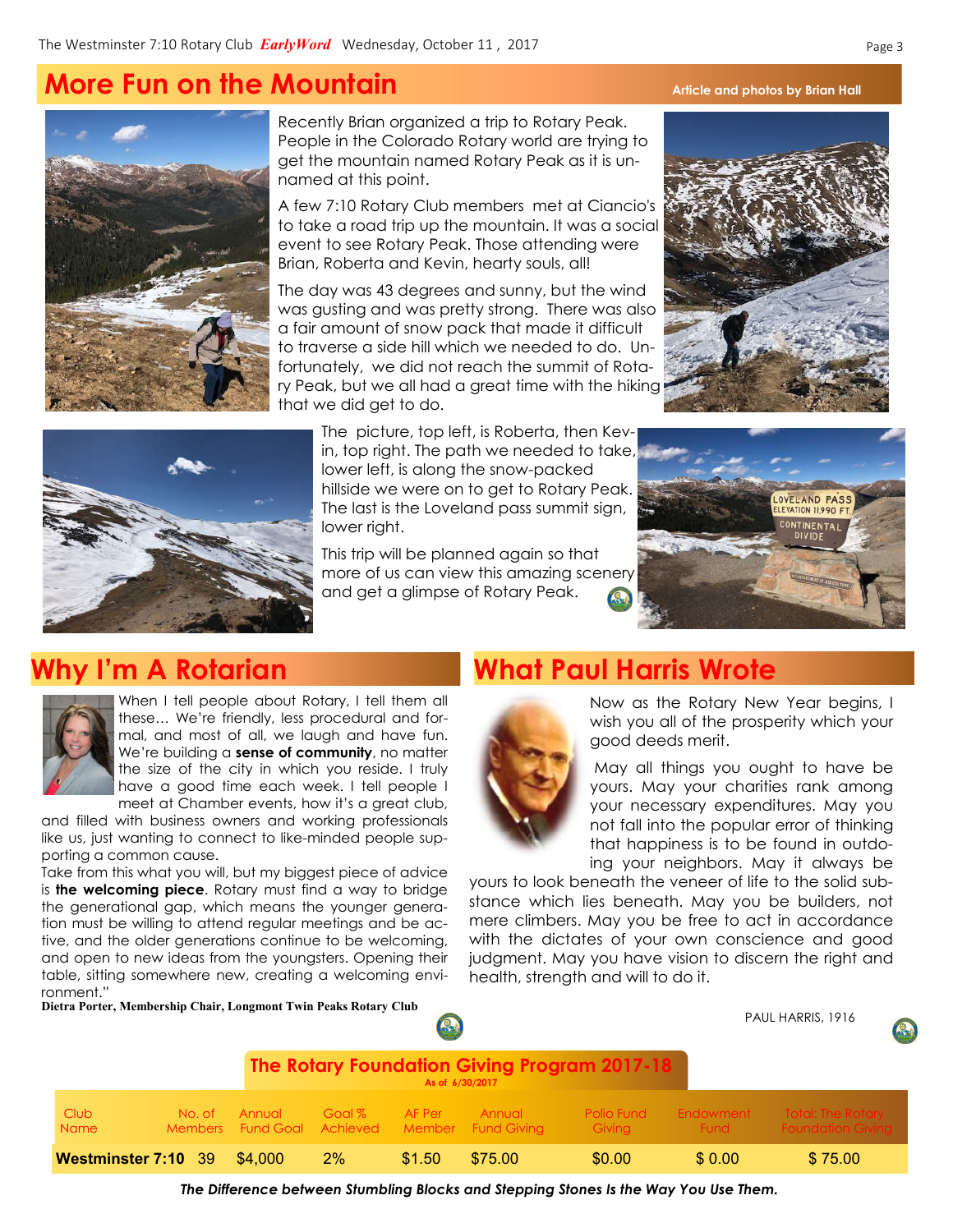## More Fun on the Mountain

Article and photos by Brian Hall

Recently Brian organized a trip to Rotary Peak. People in the Colorado Rotary world are trying to get the mountain named Rotary Peak as it is unnamed at this point.

A few 7:10 Rotary Club members met at Ciancio's to take a road trip up the mountain. It was a social event to see Rotary Peak. Those attending were Brian, Roberta and Kevin, hearty souls, all!

The day was 43 degrees and sunny, but the wind was gusting and was pretty strong. There was also a fair amount of snow pack that made it difficult to traverse a side hill which we needed to do. Unfortunately, we did not reach the summit of Rotary Peak, but we all had a great time with the hiking that we did get to do.

The picture, top left, is Roberta, then Kevin, top right. The path we needed to take, lower left, is along the snow-packed hillside we were on to get to Rotary Peak. The last is the Loveland pass summit sign, lower right.

This trip will be planned again so that more of us can view this amazing scenery and get a glimpse of Rotary Peak.

## Why I'm A Rotarian

When I tell people about Rotary, I tell them all these… We're friendly, less procedural and formal, and most of all, we laugh and have fun. We're building a **sense of community**, no matter the size of the city in which you reside. I truly have a good time each week. I tell people I meet at Chamber events, how it's a great club, and filled with business owners and working professionals like us, just wanting to connect to like-minded people supporting a common cause.

Take from this what you will, but my biggest piece of advice is **the welcoming piece**. Rotary must find a way to bridge the generational gap, which means the younger generation must be willing to attend regular meetings and be active, and the older generations continue to be welcoming, and open to new ideas from the youngsters. Opening their table, sitting somewhere new, creating a welcoming environment."

**Dietra Porter, Membership Chair, Longmont Twin Peaks Rotary Club**

## What Paul Harris Wrote

Now as the Rotary New Year begins, I wish you all of the prosperity which your good deeds merit.

May all things you ought to have be yours. May your charities rank among your necessary expenditures. May you not fall into the popular error of thinking that happiness is to be found in outdoing your neighbors. May it always be yours to look beneath the veneer of life to the solid substance which lies beneath. May you be builders, not mere climbers. May you be free to act in accordance with the dictates of your own conscience and good judgment. May you have vision to discern the right and health, strength and will to do it.

PAUL HARRIS, 1916

### The Rotary Foundation Giving Program 2017-18

As of 6/30/2017

| Club Name | No. of Members | Annual Fund Goal | Goal % Achieved | AF Per Member | Annual Fund Giving | Polio Fund Giving | Endowment Fund | Total: The Rotary Foundation Giving |
|---|---|---|---|---|---|---|---|---|
| **Westminster 7:10** | 39 | $4,000 | 2% | $1.50 | $75.00 | $0.00 | $ 0.00 | $ 75.00 |

***The Difference between Stumbling Blocks and Stepping Stones Is the Way You Use Them.***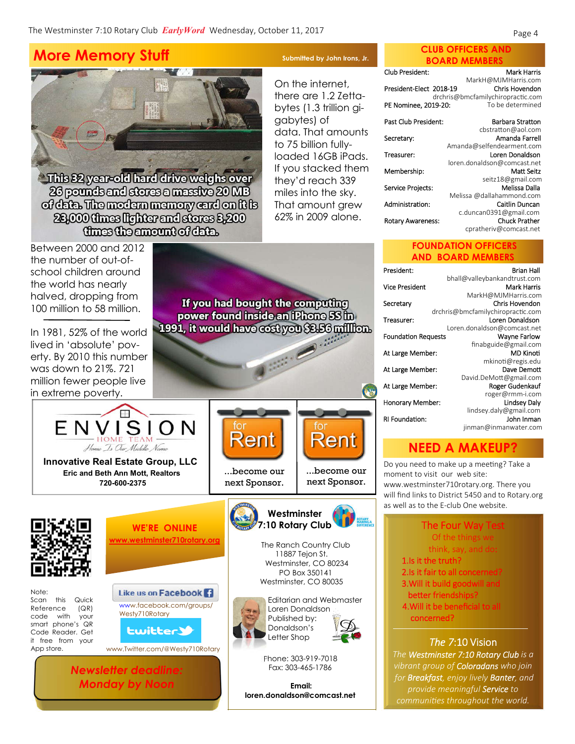## More Memory Stuff

Submitted by John Irons, Jr.

This 32 year-old hard drive weighs over 26 pounds and stores a massive 20 MB of data. The modern memory card on it is 23,000 times lighter and stores 3,200 times the amount of data.

On the internet, there are 1.2 Zettabytes (1.3 trillion gigabytes) of data. That amounts to 75 billion fully-loaded 16GB iPads. If you stacked them they'd reach 339 miles into the sky. That amount grew 62% in 2009 alone.

Between 2000 and 2012 the number of out-of-school children around the world has nearly halved, dropping from 100 million to 58 million.

---

In 1981, 52% of the world lived in 'absolute' poverty. By 2010 this number was down to 21%. 721 million fewer people live in extreme poverty.

If you had bought the computing power found inside an iPhone 5S in 1991, it would have cost you $3.56 million.

ENVISION HOME TEAM
Home Is Our Middle Name

**Innovative Real Estate Group, LLC**
**Eric and Beth Ann Mott, Realtors**
**720-600-2375**

for Rent ...become our next Sponsor.

for Rent ...become our next Sponsor.

Note: Scan this Quick Reference (QR) code with your smart phone's QR Code Reader. Get it free from your App store.

**WE'RE ONLINE**
www.westminster710rotary.org

Like us on Facebook
www.facebook.com/groups/Westy710Rotary

twitter
www.Twitter.com/@Westy710Rotary

***Newsletter deadline: Monday by Noon***

**Westminster 7:10 Rotary Club**

The Ranch Country Club
11887 Tejon St.
Westminster, CO 80234
PO Box 350141
Westminster, CO 80035

Editarian and Webmaster
Loren Donaldson
Published by:
Donaldson's Letter Shop

Phone: 303-919-7018
Fax: 303-465-1786

**Email:**
**loren.donaldson@comcast.net**

## CLUB OFFICERS AND BOARD MEMBERS

| | |
|---|---|
| Club President: | Mark Harris, MarkH@MJMHarris.com |
| President-Elect 2018-19 | Chris Hovendon, drchris@bmcfamilychiropractic.com |
| PE Nominee, 2019-20: | To be determined |
| Past Club President: | Barbara Stratton, cbstratton@aol.com |
| Secretary: | Amanda Farrell, Amanda@selfendearment.com |
| Treasurer: | Loren Donaldson, loren.donaldson@comcast.net |
| Membership: | Matt Seitz, seitz18@gmail.com |
| Service Projects: | Melissa Dalla, Melissa @dallahammond.com |
| Administration: | Caitlin Duncan, c.duncan0391@gmail.com |
| Rotary Awareness: | Chuck Prather, cpratheriv@comcast.net |

## FOUNDATION OFFICERS AND BOARD MEMBERS

| | |
|---|---|
| President: | Brian Hall, bhall@valleybankandtrust.com |
| Vice President | Mark Harris, MarkH@MJMHarris.com |
| Secretary | Chris Hovendon, drchris@bmcfamilychiropractic.com |
| Treasurer: | Loren Donaldson, Loren.donaldson@comcast.net |
| Foundation Requests | Wayne Farlow, finabguide@gmail.com |
| At Large Member: | MD Kinoti, mkinoti@regis.edu |
| At Large Member: | Dave Demott, David.DeMott@gmail.com |
| At Large Member: | Roger Gudenkauf, roger@rmm-i.com |
| Honorary Member: | Lindsey Daly, lindsey.daly@gmail.com |
| RI Foundation: | John Inman, jinman@inmanwater.com |

## NEED A MAKEUP?

Do you need to make up a meeting? Take a moment to visit our web site: www.westminster710rotary.org. There you will find links to District 5450 and to Rotary.org as well as to the E-club One website.

### The Four Way Test

Of the things we think, say, and do:

1. Is it the truth?
2. Is it fair to all concerned?
3. Will it build goodwill and better friendships?
4. Will it be beneficial to all concerned?

### *The 7:10 Vision*

*The **Westminster 7:10 Rotary Club** is a vibrant group of **Coloradans** who join for **Breakfast**, enjoy lively **Banter**, and provide meaningful **Service** to communities throughout the world.*